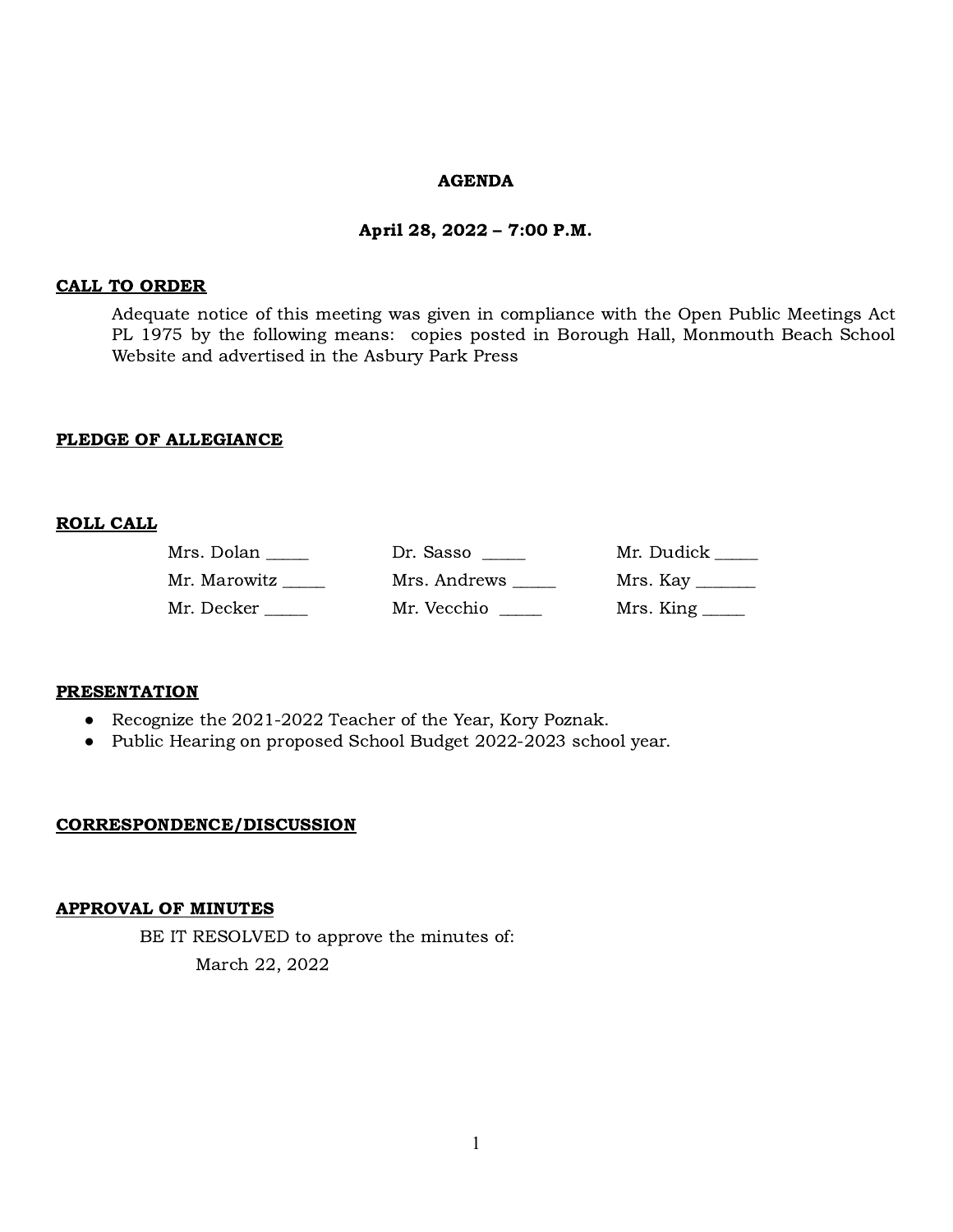**AGENDA**

**April 28, 2022 – 7:00 P.M.**

## CALL TO ORDER

Adequate notice of this meeting was given in compliance with the Open Public Meetings Act PL 1975 by the following means: copies posted in Borough Hall, Monmouth Beach School Website and advertised in the Asbury Park Press

## PLEDGE OF ALLEGIANCE

## ROLL CALL

| | | |
|---|---|---|
| Mrs. Dolan _____ | Dr. Sasso _____ | Mr. Dudick _____ |
| Mr. Marowitz _____ | Mrs. Andrews _____ | Mrs. Kay _______ |
| Mr. Decker _____ | Mr. Vecchio _____ | Mrs. King _____ |

## PRESENTATION

- Recognize the 2021-2022 Teacher of the Year, Kory Poznak.
- Public Hearing on proposed School Budget 2022-2023 school year.

## CORRESPONDENCE/DISCUSSION

## APPROVAL OF MINUTES

BE IT RESOLVED to approve the minutes of:

March 22, 2022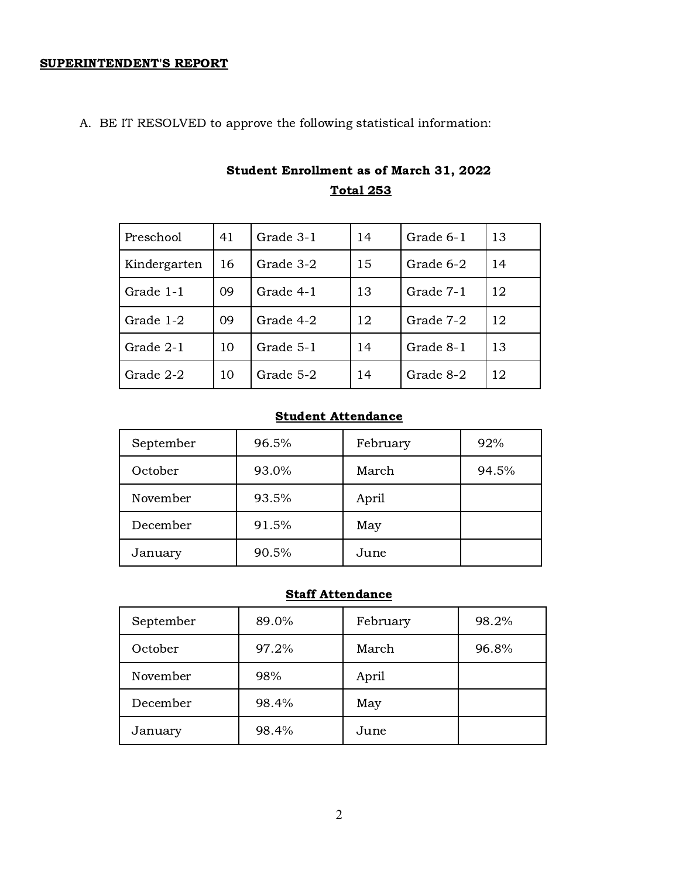**SUPERINTENDENT'S REPORT**

A. BE IT RESOLVED to approve the following statistical information:

**Student Enrollment as of March 31, 2022**

**Total 253**

| | | | | | |
|---|---|---|---|---|---|
| Preschool | 41 | Grade 3-1 | 14 | Grade 6-1 | 13 |
| Kindergarten | 16 | Grade 3-2 | 15 | Grade 6-2 | 14 |
| Grade 1-1 | 09 | Grade 4-1 | 13 | Grade 7-1 | 12 |
| Grade 1-2 | 09 | Grade 4-2 | 12 | Grade 7-2 | 12 |
| Grade 2-1 | 10 | Grade 5-1 | 14 | Grade 8-1 | 13 |
| Grade 2-2 | 10 | Grade 5-2 | 14 | Grade 8-2 | 12 |

**Student Attendance**

| | | | |
|---|---|---|---|
| September | 96.5% | February | 92% |
| October | 93.0% | March | 94.5% |
| November | 93.5% | April | |
| December | 91.5% | May | |
| January | 90.5% | June | |

**Staff Attendance**

| | | | |
|---|---|---|---|
| September | 89.0% | February | 98.2% |
| October | 97.2% | March | 96.8% |
| November | 98% | April | |
| December | 98.4% | May | |
| January | 98.4% | June | |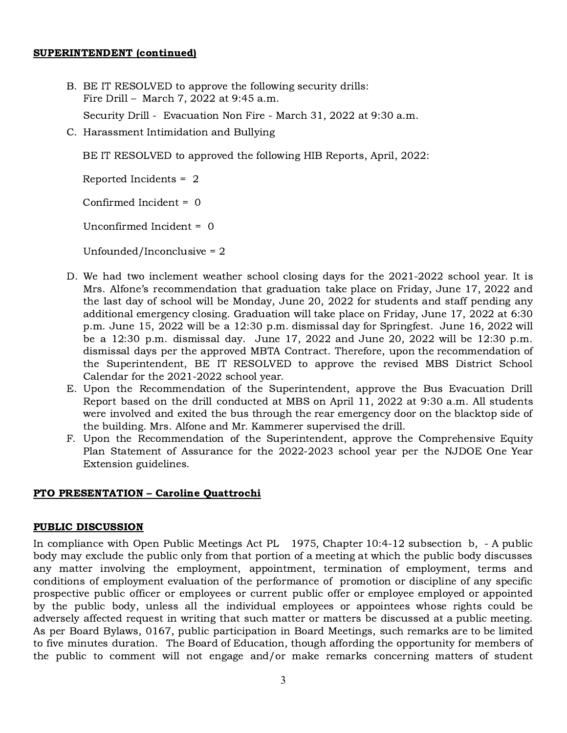**SUPERINTENDENT (continued)**

B. BE IT RESOLVED to approve the following security drills:
   Fire Drill – March 7, 2022 at 9:45 a.m.

   Security Drill - Evacuation Non Fire - March 31, 2022 at 9:30 a.m.

C. Harassment Intimidation and Bullying

   BE IT RESOLVED to approved the following HIB Reports, April, 2022:

   Reported Incidents = 2

   Confirmed Incident = 0

   Unconfirmed Incident = 0

   Unfounded/Inconclusive = 2

D. We had two inclement weather school closing days for the 2021-2022 school year. It is Mrs. Alfone's recommendation that graduation take place on Friday, June 17, 2022 and the last day of school will be Monday, June 20, 2022 for students and staff pending any additional emergency closing. Graduation will take place on Friday, June 17, 2022 at 6:30 p.m. June 15, 2022 will be a 12:30 p.m. dismissal day for Springfest. June 16, 2022 will be a 12:30 p.m. dismissal day. June 17, 2022 and June 20, 2022 will be 12:30 p.m. dismissal days per the approved MBTA Contract. Therefore, upon the recommendation of the Superintendent, BE IT RESOLVED to approve the revised MBS District School Calendar for the 2021-2022 school year.

E. Upon the Recommendation of the Superintendent, approve the Bus Evacuation Drill Report based on the drill conducted at MBS on April 11, 2022 at 9:30 a.m. All students were involved and exited the bus through the rear emergency door on the blacktop side of the building. Mrs. Alfone and Mr. Kammerer supervised the drill.

F. Upon the Recommendation of the Superintendent, approve the Comprehensive Equity Plan Statement of Assurance for the 2022-2023 school year per the NJDOE One Year Extension guidelines.

**PTO PRESENTATION – Caroline Quattrochi**

**PUBLIC DISCUSSION**

In compliance with Open Public Meetings Act PL 1975, Chapter 10:4-12 subsection b, - A public body may exclude the public only from that portion of a meeting at which the public body discusses any matter involving the employment, appointment, termination of employment, terms and conditions of employment evaluation of the performance of promotion or discipline of any specific prospective public officer or employees or current public offer or employee employed or appointed by the public body, unless all the individual employees or appointees whose rights could be adversely affected request in writing that such matter or matters be discussed at a public meeting. As per Board Bylaws, 0167, public participation in Board Meetings, such remarks are to be limited to five minutes duration. The Board of Education, though affording the opportunity for members of the public to comment will not engage and/or make remarks concerning matters of student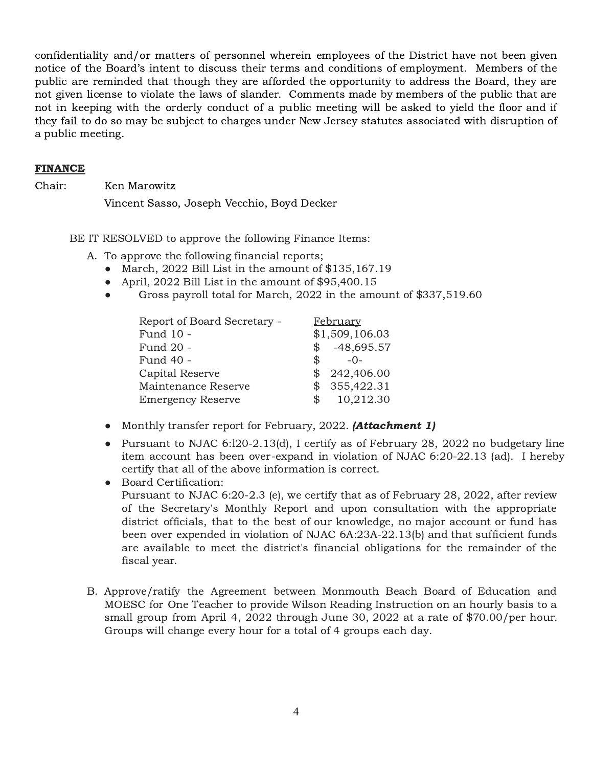confidentiality and/or matters of personnel wherein employees of the District have not been given notice of the Board's intent to discuss their terms and conditions of employment. Members of the public are reminded that though they are afforded the opportunity to address the Board, they are not given license to violate the laws of slander. Comments made by members of the public that are not in keeping with the orderly conduct of a public meeting will be asked to yield the floor and if they fail to do so may be subject to charges under New Jersey statutes associated with disruption of a public meeting.

## FINANCE

Chair: Ken Marowitz

Vincent Sasso, Joseph Vecchio, Boyd Decker

BE IT RESOLVED to approve the following Finance Items:

A. To approve the following financial reports;
   - March, 2022 Bill List in the amount of $135,167.19
   - April, 2022 Bill List in the amount of $95,400.15
   - Gross payroll total for March, 2022 in the amount of $337,519.60

| Report of Board Secretary - | February |
|---|---|
| Fund 10 - | $1,509,106.03 |
| Fund 20 - | $ -48,695.57 |
| Fund 40 - | $ -0- |
| Capital Reserve | $ 242,406.00 |
| Maintenance Reserve | $ 355,422.31 |
| Emergency Reserve | $ 10,212.30 |

   - Monthly transfer report for February, 2022. ***(Attachment 1)***
   - Pursuant to NJAC 6:l20-2.13(d), I certify as of February 28, 2022 no budgetary line item account has been over-expand in violation of NJAC 6:20-22.13 (ad). I hereby certify that all of the above information is correct.
   - Board Certification:
     Pursuant to NJAC 6:20-2.3 (e), we certify that as of February 28, 2022, after review of the Secretary's Monthly Report and upon consultation with the appropriate district officials, that to the best of our knowledge, no major account or fund has been over expended in violation of NJAC 6A:23A-22.13(b) and that sufficient funds are available to meet the district's financial obligations for the remainder of the fiscal year.

B. Approve/ratify the Agreement between Monmouth Beach Board of Education and MOESC for One Teacher to provide Wilson Reading Instruction on an hourly basis to a small group from April 4, 2022 through June 30, 2022 at a rate of $70.00/per hour. Groups will change every hour for a total of 4 groups each day.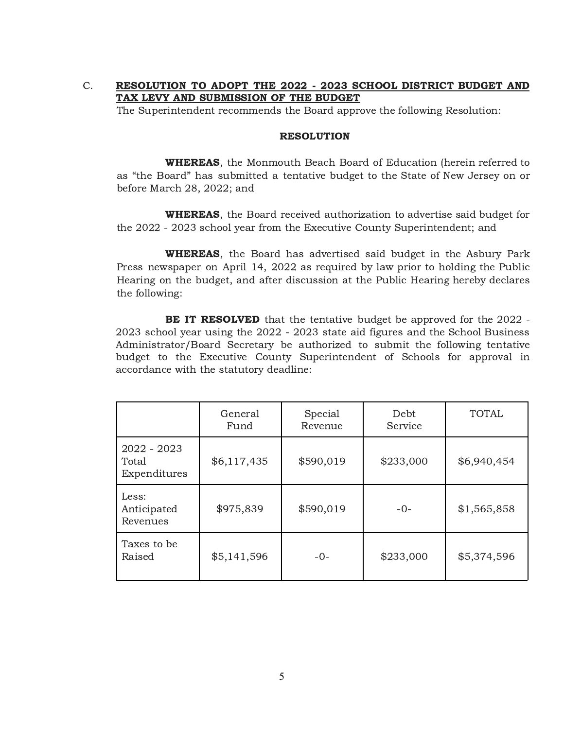C. **RESOLUTION TO ADOPT THE 2022 - 2023 SCHOOL DISTRICT BUDGET AND TAX LEVY AND SUBMISSION OF THE BUDGET**

The Superintendent recommends the Board approve the following Resolution:

**RESOLUTION**

**WHEREAS**, the Monmouth Beach Board of Education (herein referred to as "the Board" has submitted a tentative budget to the State of New Jersey on or before March 28, 2022; and

**WHEREAS**, the Board received authorization to advertise said budget for the 2022 - 2023 school year from the Executive County Superintendent; and

**WHEREAS**, the Board has advertised said budget in the Asbury Park Press newspaper on April 14, 2022 as required by law prior to holding the Public Hearing on the budget, and after discussion at the Public Hearing hereby declares the following:

**BE IT RESOLVED** that the tentative budget be approved for the 2022 - 2023 school year using the 2022 - 2023 state aid figures and the School Business Administrator/Board Secretary be authorized to submit the following tentative budget to the Executive County Superintendent of Schools for approval in accordance with the statutory deadline:

| | General Fund | Special Revenue | Debt Service | TOTAL |
|---|---|---|---|---|
| 2022 - 2023 Total Expenditures | $6,117,435 | $590,019 | $233,000 | $6,940,454 |
| Less: Anticipated Revenues | $975,839 | $590,019 | -0- | $1,565,858 |
| Taxes to be Raised | $5,141,596 | -0- | $233,000 | $5,374,596 |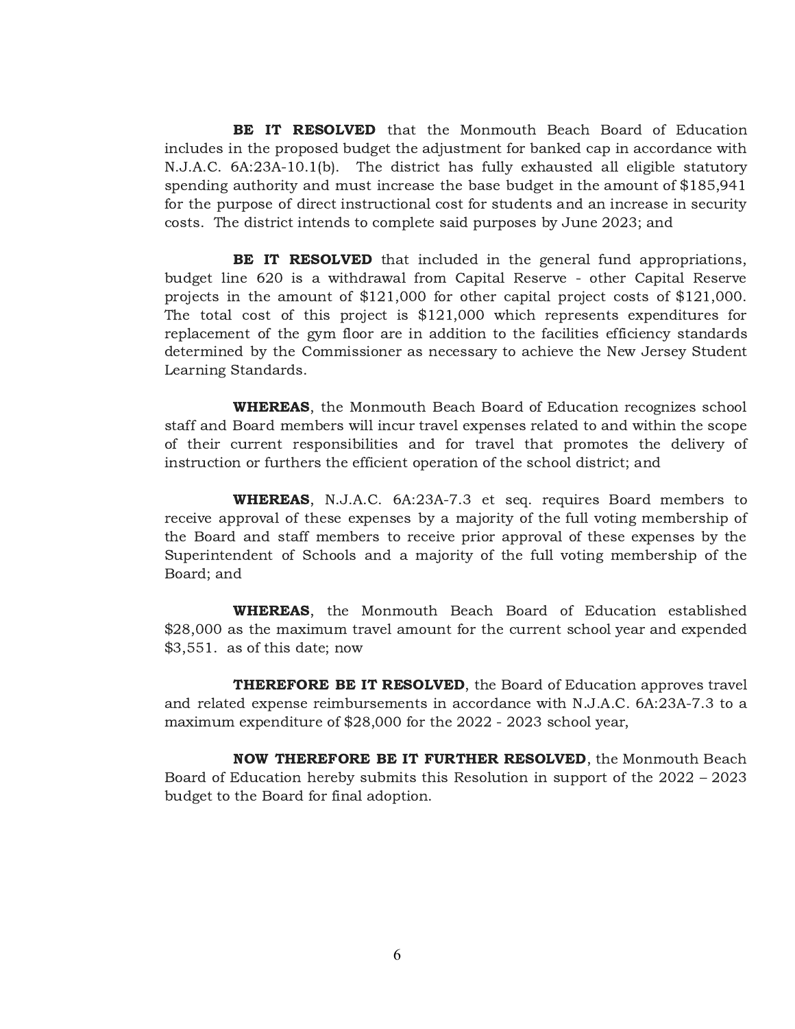**BE IT RESOLVED** that the Monmouth Beach Board of Education includes in the proposed budget the adjustment for banked cap in accordance with N.J.A.C. 6A:23A-10.1(b). The district has fully exhausted all eligible statutory spending authority and must increase the base budget in the amount of $185,941 for the purpose of direct instructional cost for students and an increase in security costs. The district intends to complete said purposes by June 2023; and

**BE IT RESOLVED** that included in the general fund appropriations, budget line 620 is a withdrawal from Capital Reserve - other Capital Reserve projects in the amount of $121,000 for other capital project costs of $121,000. The total cost of this project is $121,000 which represents expenditures for replacement of the gym floor are in addition to the facilities efficiency standards determined by the Commissioner as necessary to achieve the New Jersey Student Learning Standards.

**WHEREAS**, the Monmouth Beach Board of Education recognizes school staff and Board members will incur travel expenses related to and within the scope of their current responsibilities and for travel that promotes the delivery of instruction or furthers the efficient operation of the school district; and

**WHEREAS**, N.J.A.C. 6A:23A-7.3 et seq. requires Board members to receive approval of these expenses by a majority of the full voting membership of the Board and staff members to receive prior approval of these expenses by the Superintendent of Schools and a majority of the full voting membership of the Board; and

**WHEREAS**, the Monmouth Beach Board of Education established $28,000 as the maximum travel amount for the current school year and expended $3,551. as of this date; now

**THEREFORE BE IT RESOLVED**, the Board of Education approves travel and related expense reimbursements in accordance with N.J.A.C. 6A:23A-7.3 to a maximum expenditure of $28,000 for the 2022 - 2023 school year,

**NOW THEREFORE BE IT FURTHER RESOLVED**, the Monmouth Beach Board of Education hereby submits this Resolution in support of the 2022 – 2023 budget to the Board for final adoption.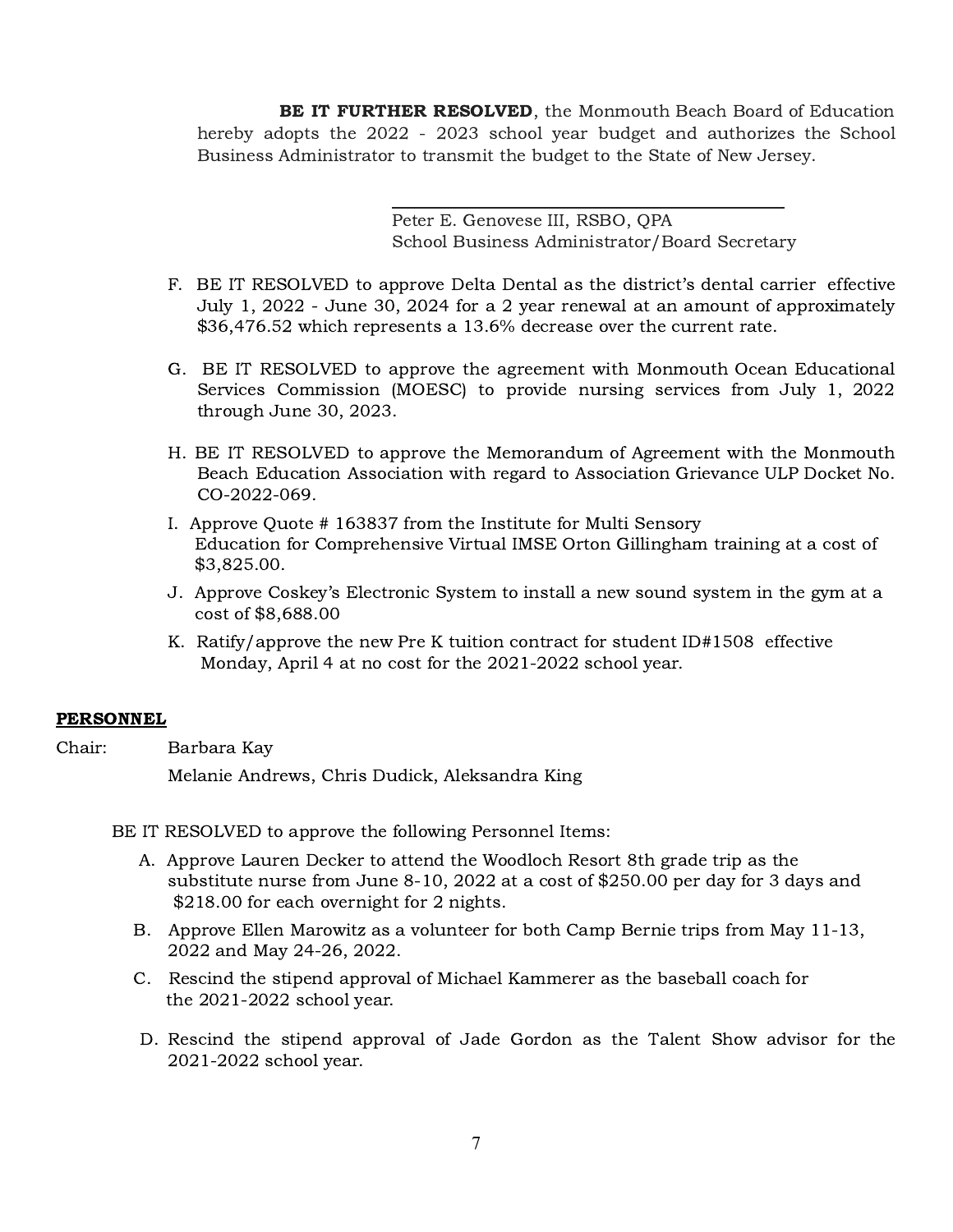**BE IT FURTHER RESOLVED**, the Monmouth Beach Board of Education hereby adopts the 2022 - 2023 school year budget and authorizes the School Business Administrator to transmit the budget to the State of New Jersey.

\_\_\_\_\_\_\_\_\_\_\_\_\_\_\_\_\_\_\_\_\_\_\_\_\_\_\_\_\_\_\_\_\_\_\_\_\_\_\_\_
Peter E. Genovese III, RSBO, QPA
School Business Administrator/Board Secretary

F. BE IT RESOLVED to approve Delta Dental as the district's dental carrier effective July 1, 2022 - June 30, 2024 for a 2 year renewal at an amount of approximately $36,476.52 which represents a 13.6% decrease over the current rate.

G. BE IT RESOLVED to approve the agreement with Monmouth Ocean Educational Services Commission (MOESC) to provide nursing services from July 1, 2022 through June 30, 2023.

H. BE IT RESOLVED to approve the Memorandum of Agreement with the Monmouth Beach Education Association with regard to Association Grievance ULP Docket No. CO-2022-069.

I. Approve Quote # 163837 from the Institute for Multi Sensory Education for Comprehensive Virtual IMSE Orton Gillingham training at a cost of $3,825.00.

J. Approve Coskey's Electronic System to install a new sound system in the gym at a cost of $8,688.00

K. Ratify/approve the new Pre K tuition contract for student ID#1508 effective Monday, April 4 at no cost for the 2021-2022 school year.

**PERSONNEL**

Chair: Barbara Kay
Melanie Andrews, Chris Dudick, Aleksandra King

BE IT RESOLVED to approve the following Personnel Items:

A. Approve Lauren Decker to attend the Woodloch Resort 8th grade trip as the substitute nurse from June 8-10, 2022 at a cost of $250.00 per day for 3 days and $218.00 for each overnight for 2 nights.

B. Approve Ellen Marowitz as a volunteer for both Camp Bernie trips from May 11-13, 2022 and May 24-26, 2022.

C. Rescind the stipend approval of Michael Kammerer as the baseball coach for the 2021-2022 school year.

D. Rescind the stipend approval of Jade Gordon as the Talent Show advisor for the 2021-2022 school year.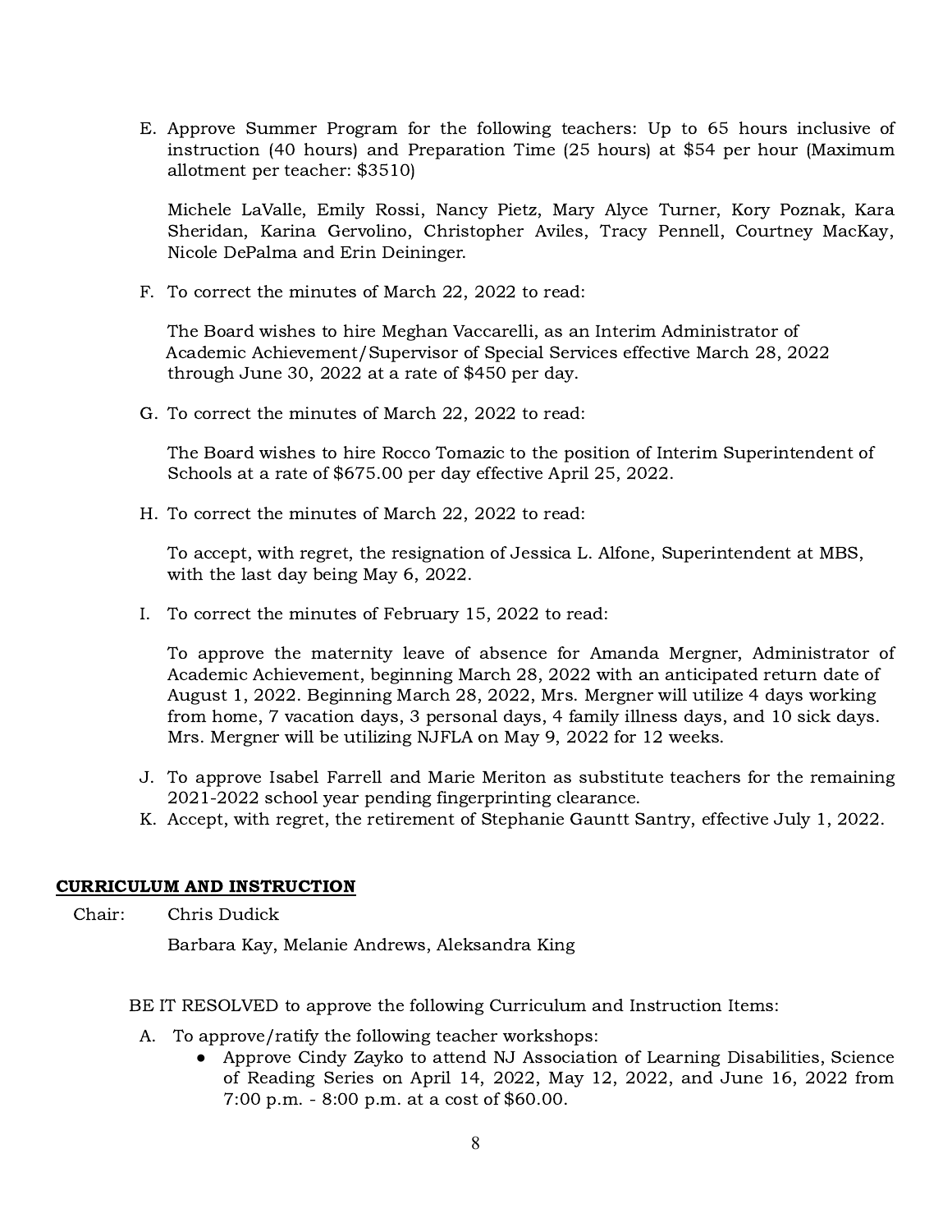E. Approve Summer Program for the following teachers: Up to 65 hours inclusive of instruction (40 hours) and Preparation Time (25 hours) at $54 per hour (Maximum allotment per teacher: $3510)

   Michele LaValle, Emily Rossi, Nancy Pietz, Mary Alyce Turner, Kory Poznak, Kara Sheridan, Karina Gervolino, Christopher Aviles, Tracy Pennell, Courtney MacKay, Nicole DePalma and Erin Deininger.

F. To correct the minutes of March 22, 2022 to read:

   The Board wishes to hire Meghan Vaccarelli, as an Interim Administrator of Academic Achievement/Supervisor of Special Services effective March 28, 2022 through June 30, 2022 at a rate of $450 per day.

G. To correct the minutes of March 22, 2022 to read:

   The Board wishes to hire Rocco Tomazic to the position of Interim Superintendent of Schools at a rate of $675.00 per day effective April 25, 2022.

H. To correct the minutes of March 22, 2022 to read:

   To accept, with regret, the resignation of Jessica L. Alfone, Superintendent at MBS, with the last day being May 6, 2022.

I. To correct the minutes of February 15, 2022 to read:

   To approve the maternity leave of absence for Amanda Mergner, Administrator of Academic Achievement, beginning March 28, 2022 with an anticipated return date of August 1, 2022. Beginning March 28, 2022, Mrs. Mergner will utilize 4 days working from home, 7 vacation days, 3 personal days, 4 family illness days, and 10 sick days. Mrs. Mergner will be utilizing NJFLA on May 9, 2022 for 12 weeks.

J. To approve Isabel Farrell and Marie Meriton as substitute teachers for the remaining 2021-2022 school year pending fingerprinting clearance.
K. Accept, with regret, the retirement of Stephanie Gauntt Santry, effective July 1, 2022.

## **CURRICULUM AND INSTRUCTION**

Chair: Chris Dudick

Barbara Kay, Melanie Andrews, Aleksandra King

BE IT RESOLVED to approve the following Curriculum and Instruction Items:

A. To approve/ratify the following teacher workshops:
   - Approve Cindy Zayko to attend NJ Association of Learning Disabilities, Science of Reading Series on April 14, 2022, May 12, 2022, and June 16, 2022 from 7:00 p.m. - 8:00 p.m. at a cost of $60.00.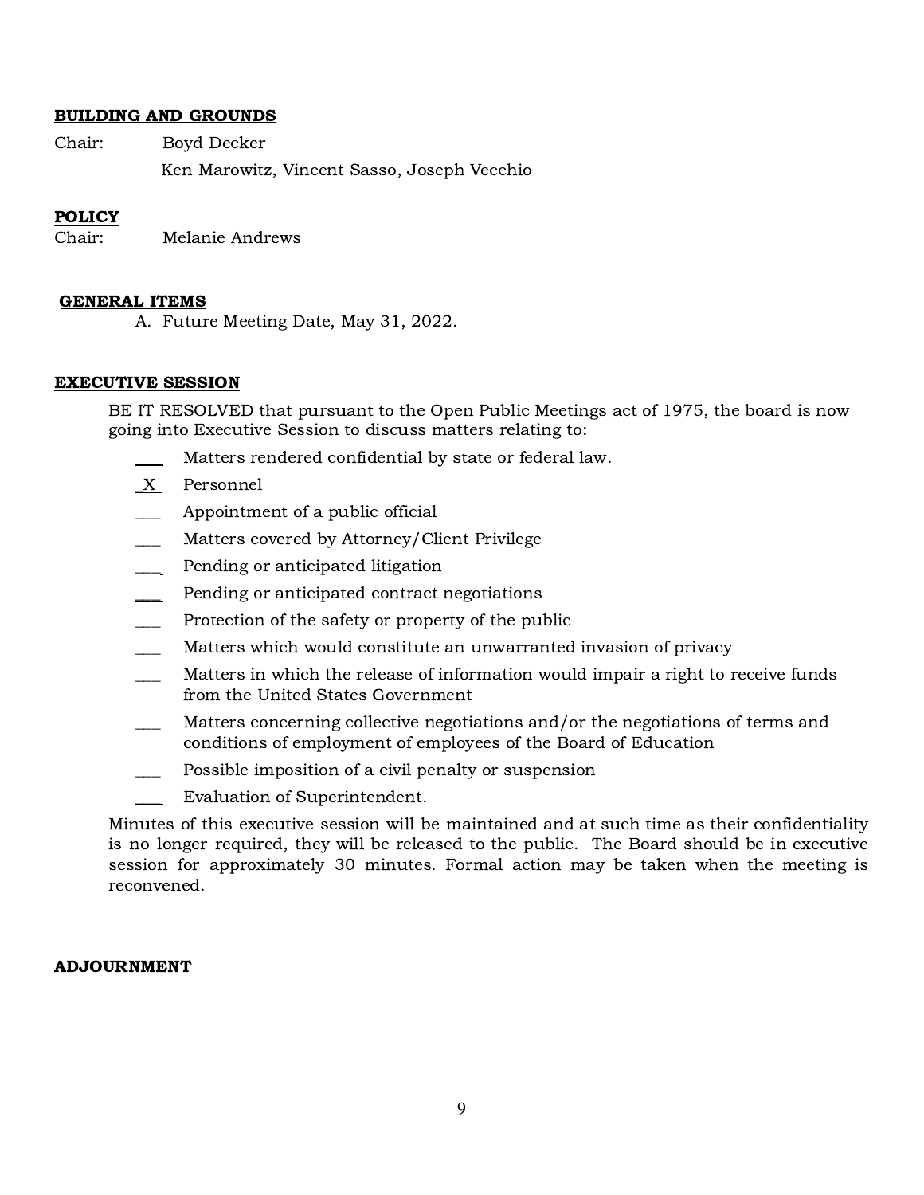**BUILDING AND GROUNDS**

Chair: Boyd Decker

Ken Marowitz, Vincent Sasso, Joseph Vecchio

**POLICY**

Chair: Melanie Andrews

**GENERAL ITEMS**

A. Future Meeting Date, May 31, 2022.

**EXECUTIVE SESSION**

BE IT RESOLVED that pursuant to the Open Public Meetings act of 1975, the board is now going into Executive Session to discuss matters relating to:

- ___ Matters rendered confidential by state or federal law.
- _X_ Personnel
- ___ Appointment of a public official
- ___ Matters covered by Attorney/Client Privilege
- ___ Pending or anticipated litigation
- ___ Pending or anticipated contract negotiations
- ___ Protection of the safety or property of the public
- ___ Matters which would constitute an unwarranted invasion of privacy
- ___ Matters in which the release of information would impair a right to receive funds from the United States Government
- ___ Matters concerning collective negotiations and/or the negotiations of terms and conditions of employment of employees of the Board of Education
- ___ Possible imposition of a civil penalty or suspension
- ___ Evaluation of Superintendent.

Minutes of this executive session will be maintained and at such time as their confidentiality is no longer required, they will be released to the public. The Board should be in executive session for approximately 30 minutes. Formal action may be taken when the meeting is reconvened.

**ADJOURNMENT**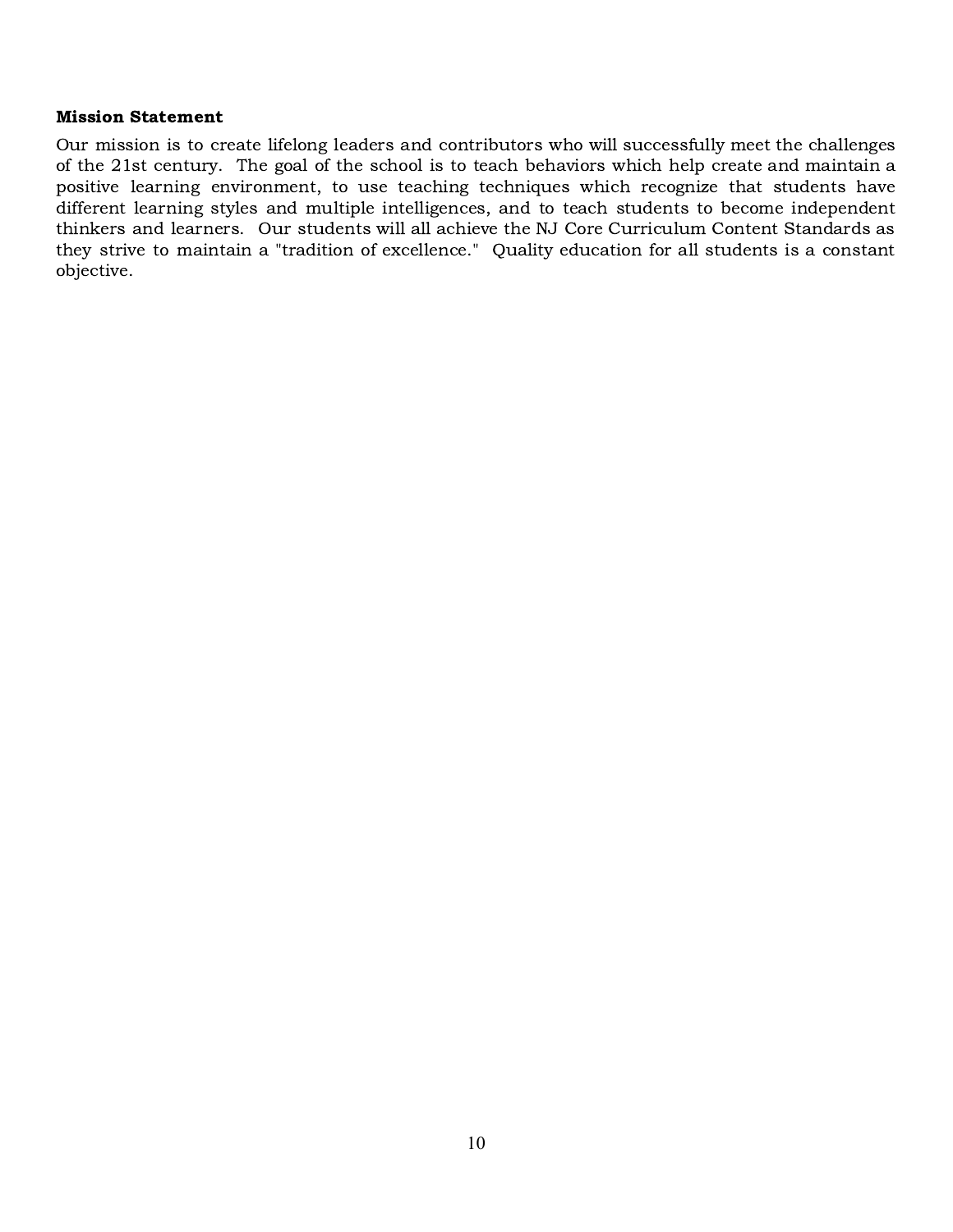**Mission Statement**

Our mission is to create lifelong leaders and contributors who will successfully meet the challenges of the 21st century. The goal of the school is to teach behaviors which help create and maintain a positive learning environment, to use teaching techniques which recognize that students have different learning styles and multiple intelligences, and to teach students to become independent thinkers and learners. Our students will all achieve the NJ Core Curriculum Content Standards as they strive to maintain a "tradition of excellence." Quality education for all students is a constant objective.